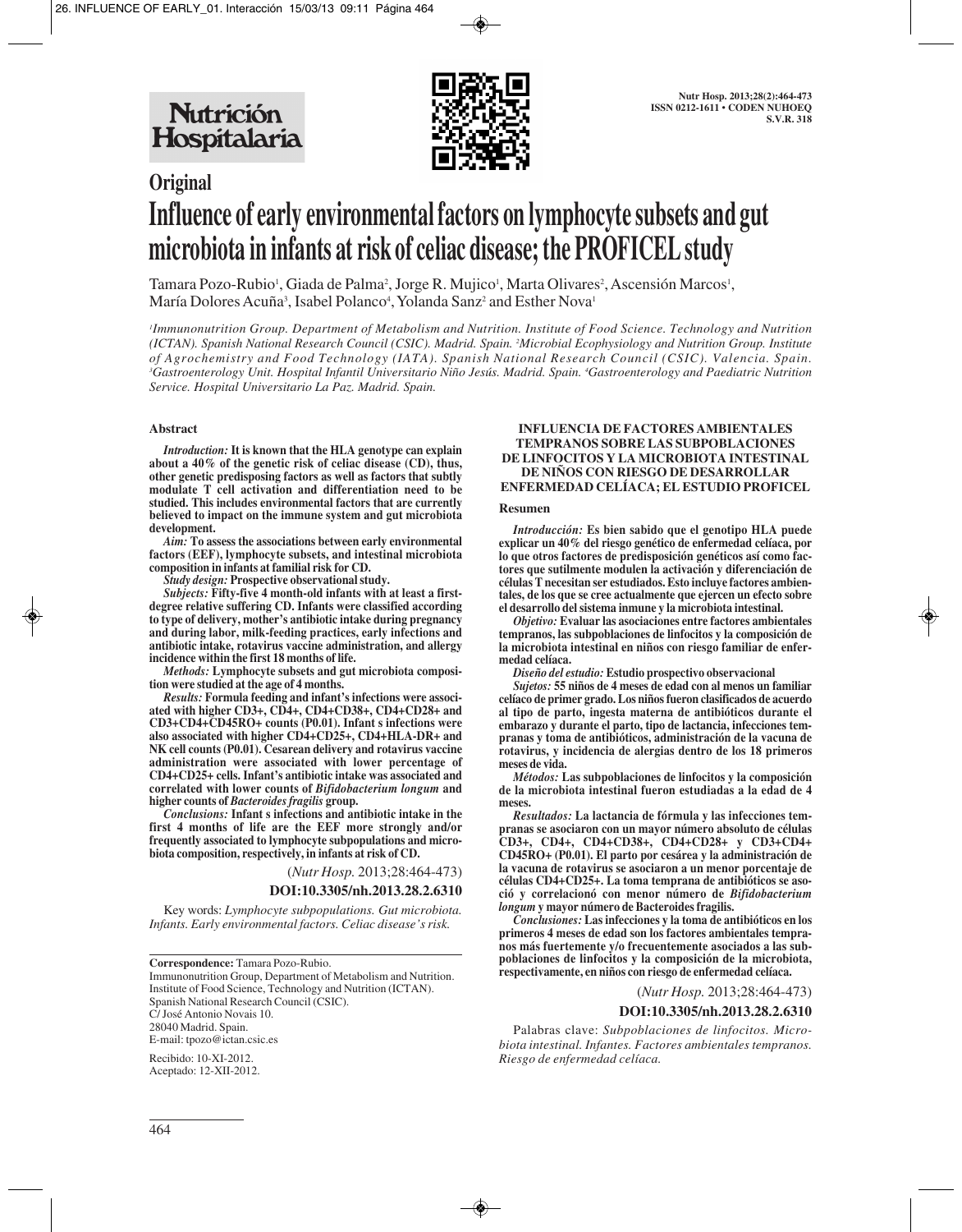**Original**

# Influence of early environmental factors on lymphocyte subsets and gut microbiota in infants at risk of celiac disease; the PROFICEL study

Tamara Pozo-Rubio[1], Giada de Palma[2], Jorge R. Mujico[1], Marta Olivares[2], Ascensión Marcos[1], María Dolores Acuña[3], Isabel Polanco[4], Yolanda Sanz[2] and Esther Nova[1]

[1]*Immunonutrition Group. Department of Metabolism and Nutrition. Institute of Food Science. Technology and Nutrition (ICTAN). Spanish National Research Council (CSIC). Madrid. Spain.* [2]*Microbial Ecophysiology and Nutrition Group. Institute of Agrochemistry and Food Technology (IATA). Spanish National Research Council (CSIC). Valencia. Spain.* [3]*Gastroenterology Unit. Hospital Infantil Universitario Niño Jesús. Madrid. Spain.* [4]*Gastroenterology and Paediatric Nutrition Service. Hospital Universitario La Paz. Madrid. Spain.*

## Abstract

***Introduction:*** **It is known that the HLA genotype can explain about a 40% of the genetic risk of celiac disease (CD), thus, other genetic predisposing factors as well as factors that subtly modulate T cell activation and differentiation need to be studied. This includes environmental factors that are currently believed to impact on the immune system and gut microbiota development.**

***Aim:*** **To assess the associations between early environmental factors (EEF), lymphocyte subsets, and intestinal microbiota composition in infants at familial risk for CD.**

***Study design:*** **Prospective observational study.**

***Subjects:*** **Fifty-five 4 month-old infants with at least a first-degree relative suffering CD. Infants were classified according to type of delivery, mother's antibiotic intake during pregnancy and during labor, milk-feeding practices, early infections and antibiotic intake, rotavirus vaccine administration, and allergy incidence within the first 18 months of life.**

***Methods:*** **Lymphocyte subsets and gut microbiota composition were studied at the age of 4 months.**

***Results:*** **Formula feeding and infant's infections were associated with higher CD3+, CD4+, CD4+CD38+, CD4+CD28+ and CD3+CD4+CD45RO+ counts (P0.01). Infant s infections were also associated with higher CD4+CD25+, CD4+HLA-DR+ and NK cell counts (P0.01). Cesarean delivery and rotavirus vaccine administration were associated with lower percentage of CD4+CD25+ cells. Infant's antibiotic intake was associated and correlated with lower counts of *Bifidobacterium longum* and higher counts of *Bacteroides fragilis* group.**

***Conclusions:*** **Infant s infections and antibiotic intake in the first 4 months of life are the EEF more strongly and/or frequently associated to lymphocyte subpopulations and microbiota composition, respectively, in infants at risk of CD.**

(*Nutr Hosp.* 2013;28:464-473)

**DOI:10.3305/nh.2013.28.2.6310**

Key words: *Lymphocyte subpopulations. Gut microbiota. Infants. Early environmental factors. Celiac disease's risk.*

**INFLUENCIA DE FACTORES AMBIENTALES TEMPRANOS SOBRE LAS SUBPOBLACIONES DE LINFOCITOS Y LA MICROBIOTA INTESTINAL DE NIÑOS CON RIESGO DE DESARROLLAR ENFERMEDAD CELÍACA; EL ESTUDIO PROFICEL**

**Resumen**

***Introducción:*** **Es bien sabido que el genotipo HLA puede explicar un 40% del riesgo genético de enfermedad celíaca, por lo que otros factores de predisposición genéticos así como factores que sutilmente modulen la activación y diferenciación de células T necesitan ser estudiados. Esto incluye factores ambientales, de los que se cree actualmente que ejercen un efecto sobre el desarrollo del sistema inmune y la microbiota intestinal.**

***Objetivo:*** **Evaluar las asociaciones entre factores ambientales tempranos, las subpoblaciones de linfocitos y la composición de la microbiota intestinal en niños con riesgo familiar de enfermedad celíaca.**

***Diseño del estudio:*** **Estudio prospectivo observacional**

***Sujetos:*** **55 niños de 4 meses de edad con al menos un familiar celíaco de primer grado. Los niños fueron clasificados de acuerdo al tipo de parto, ingesta materna de antibióticos durante el embarazo y durante el parto, tipo de lactancia, infecciones tempranas y toma de antibióticos, administración de la vacuna de rotavirus, y incidencia de alergias dentro de los 18 primeros meses de vida.**

***Métodos:*** **Las subpoblaciones de linfocitos y la composición de la microbiota intestinal fueron estudiadas a la edad de 4 meses.**

***Resultados:*** **La lactancia de fórmula y las infecciones tempranas se asociaron con un mayor número absoluto de células CD3+, CD4+, CD4+CD38+, CD4+CD28+ y CD3+CD4+ CD45RO+ (P0.01). El parto por cesárea y la administración de la vacuna de rotavirus se asociaron a un menor porcentaje de células CD4+CD25+. La toma temprana de antibióticos se asoció y correlacionó con menor número de *Bifidobacterium longum* y mayor número de Bacteroides fragilis.**

***Conclusiones:*** **Las infecciones y la toma de antibióticos en los primeros 4 meses de edad son los factores ambientales tempranos más fuertemente y/o frecuentemente asociados a las subpoblaciones de linfocitos y la composición de la microbiota, respectivamente, en niños con riesgo de enfermedad celíaca.**

(*Nutr Hosp.* 2013;28:464-473)

**DOI:10.3305/nh.2013.28.2.6310**

Palabras clave: *Subpoblaciones de linfocitos. Microbiota intestinal. Infantes. Factores ambientales tempranos. Riesgo de enfermedad celíaca.*

---

**Correspondence:** Tamara Pozo-Rubio.
Immunonutrition Group, Department of Metabolism and Nutrition.
Institute of Food Science, Technology and Nutrition (ICTAN).
Spanish National Research Council (CSIC).
C/ José Antonio Novais 10.
28040 Madrid. Spain.
E-mail: tpozo@ictan.csic.es

Recibido: 10-XI-2012.
Aceptado: 12-XII-2012.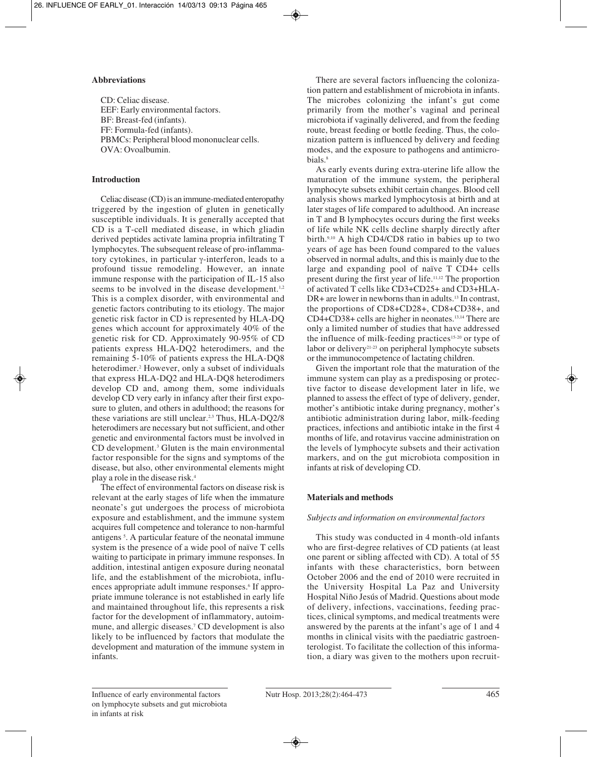### Abbreviations

CD: Celiac disease.
EEF: Early environmental factors.
BF: Breast-fed (infants).
FF: Formula-fed (infants).
PBMCs: Peripheral blood mononuclear cells.
OVA: Ovoalbumin.

### Introduction

Celiac disease (CD) is an immune-mediated enteropathy triggered by the ingestion of gluten in genetically susceptible individuals. It is generally accepted that CD is a T-cell mediated disease, in which gliadin derived peptides activate lamina propria infiltrating T lymphocytes. The subsequent release of pro-inflammatory cytokines, in particular γ-interferon, leads to a profound tissue remodeling. However, an innate immune response with the participation of IL-15 also seems to be involved in the disease development.[1,2] This is a complex disorder, with environmental and genetic factors contributing to its etiology. The major genetic risk factor in CD is represented by HLA-DQ genes which account for approximately 40% of the genetic risk for CD. Approximately 90-95% of CD patients express HLA-DQ2 heterodimers, and the remaining 5-10% of patients express the HLA-DQ8 heterodimer.[2] However, only a subset of individuals that express HLA-DQ2 and HLA-DQ8 heterodimers develop CD and, among them, some individuals develop CD very early in infancy after their first exposure to gluten, and others in adulthood; the reasons for these variations are still unclear.[2,3] Thus, HLA-DQ2/8 heterodimers are necessary but not sufficient, and other genetic and environmental factors must be involved in CD development.[3] Gluten is the main environmental factor responsible for the signs and symptoms of the disease, but also, other environmental elements might play a role in the disease risk.[4]

The effect of environmental factors on disease risk is relevant at the early stages of life when the immature neonate's gut undergoes the process of microbiota exposure and establishment, and the immune system acquires full competence and tolerance to non-harmful antigens [5]. A particular feature of the neonatal immune system is the presence of a wide pool of naïve T cells waiting to participate in primary immune responses. In addition, intestinal antigen exposure during neonatal life, and the establishment of the microbiota, influences appropriate adult immune responses.[6] If appropriate immune tolerance is not established in early life and maintained throughout life, this represents a risk factor for the development of inflammatory, autoimmune, and allergic diseases.[7] CD development is also likely to be influenced by factors that modulate the development and maturation of the immune system in infants.

There are several factors influencing the colonization pattern and establishment of microbiota in infants. The microbes colonizing the infant's gut come primarily from the mother's vaginal and perineal microbiota if vaginally delivered, and from the feeding route, breast feeding or bottle feeding. Thus, the colonization pattern is influenced by delivery and feeding modes, and the exposure to pathogens and antimicrobials.[8]

As early events during extra-uterine life allow the maturation of the immune system, the peripheral lymphocyte subsets exhibit certain changes. Blood cell analysis shows marked lymphocytosis at birth and at later stages of life compared to adulthood. An increase in T and B lymphocytes occurs during the first weeks of life while NK cells decline sharply directly after birth.[9,10] A high CD4/CD8 ratio in babies up to two years of age has been found compared to the values observed in normal adults, and this is mainly due to the large and expanding pool of naïve T CD4+ cells present during the first year of life.[11,12] The proportion of activated T cells like CD3+CD25+ and CD3+HLA-DR+ are lower in newborns than in adults.[13] In contrast, the proportions of CD8+CD28+, CD8+CD38+, and CD4+CD38+ cells are higher in neonates.[13,14] There are only a limited number of studies that have addressed the influence of milk-feeding practices[15-20] or type of labor or delivery[21-23] on peripheral lymphocyte subsets or the immunocompetence of lactating children.

Given the important role that the maturation of the immune system can play as a predisposing or protective factor to disease development later in life, we planned to assess the effect of type of delivery, gender, mother's antibiotic intake during pregnancy, mother's antibiotic administration during labor, milk-feeding practices, infections and antibiotic intake in the first 4 months of life, and rotavirus vaccine administration on the levels of lymphocyte subsets and their activation markers, and on the gut microbiota composition in infants at risk of developing CD.

### Materials and methods

#### *Subjects and information on environmental factors*

This study was conducted in 4 month-old infants who are first-degree relatives of CD patients (at least one parent or sibling affected with CD). A total of 55 infants with these characteristics, born between October 2006 and the end of 2010 were recruited in the University Hospital La Paz and University Hospital Niño Jesús of Madrid. Questions about mode of delivery, infections, vaccinations, feeding practices, clinical symptoms, and medical treatments were answered by the parents at the infant's age of 1 and 4 months in clinical visits with the paediatric gastroenterologist. To facilitate the collection of this information, a diary was given to the mothers upon recruit-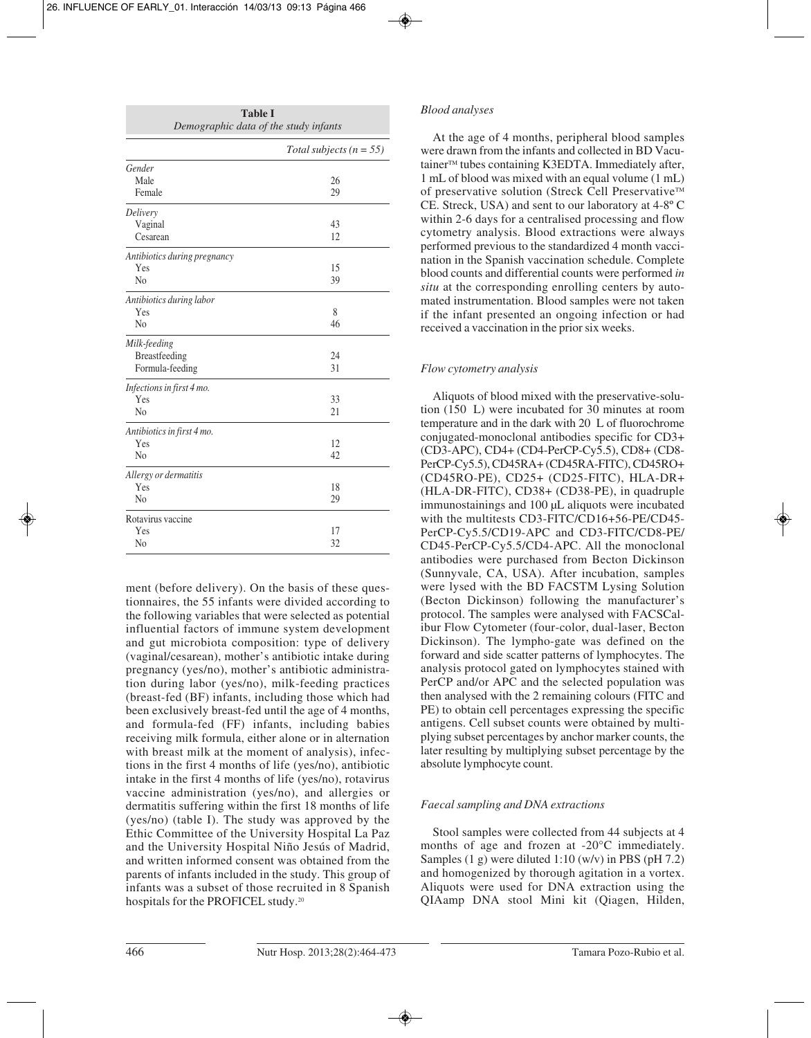**Table I**
*Demographic data of the study infants*

| | *Total subjects (n = 55)* |
|---|---|
| *Gender* | |
| Male | 26 |
| Female | 29 |
| *Delivery* | |
| Vaginal | 43 |
| Cesarean | 12 |
| *Antibiotics during pregnancy* | |
| Yes | 15 |
| No | 39 |
| *Antibiotics during labor* | |
| Yes | 8 |
| No | 46 |
| *Milk-feeding* | |
| Breastfeeding | 24 |
| Formula-feeding | 31 |
| *Infections in first 4 mo.* | |
| Yes | 33 |
| No | 21 |
| *Antibiotics in first 4 mo.* | |
| Yes | 12 |
| No | 42 |
| *Allergy or dermatitis* | |
| Yes | 18 |
| No | 29 |
| Rotavirus vaccine | |
| Yes | 17 |
| No | 32 |

ment (before delivery). On the basis of these questionnaires, the 55 infants were divided according to the following variables that were selected as potential influential factors of immune system development and gut microbiota composition: type of delivery (vaginal/cesarean), mother's antibiotic intake during pregnancy (yes/no), mother's antibiotic administration during labor (yes/no), milk-feeding practices (breast-fed (BF) infants, including those which had been exclusively breast-fed until the age of 4 months, and formula-fed (FF) infants, including babies receiving milk formula, either alone or in alternation with breast milk at the moment of analysis), infections in the first 4 months of life (yes/no), antibiotic intake in the first 4 months of life (yes/no), rotavirus vaccine administration (yes/no), and allergies or dermatitis suffering within the first 18 months of life (yes/no) (table I). The study was approved by the Ethic Committee of the University Hospital La Paz and the University Hospital Niño Jesús of Madrid, and written informed consent was obtained from the parents of infants included in the study. This group of infants was a subset of those recruited in 8 Spanish hospitals for the PROFICEL study.[20]

### *Blood analyses*

At the age of 4 months, peripheral blood samples were drawn from the infants and collected in BD Vacutainer™ tubes containing K3EDTA. Immediately after, 1 mL of blood was mixed with an equal volume (1 mL) of preservative solution (Streck Cell Preservative™ CE. Streck, USA) and sent to our laboratory at 4-8º C within 2-6 days for a centralised processing and flow cytometry analysis. Blood extractions were always performed previous to the standardized 4 month vaccination in the Spanish vaccination schedule. Complete blood counts and differential counts were performed *in situ* at the corresponding enrolling centers by automated instrumentation. Blood samples were not taken if the infant presented an ongoing infection or had received a vaccination in the prior six weeks.

### *Flow cytometry analysis*

Aliquots of blood mixed with the preservative-solution (150 L) were incubated for 30 minutes at room temperature and in the dark with 20 L of fluorochrome conjugated-monoclonal antibodies specific for CD3+ (CD3-APC), CD4+ (CD4-PerCP-Cy5.5), CD8+ (CD8-PerCP-Cy5.5), CD45RA+ (CD45RA-FITC), CD45RO+ (CD45RO-PE), CD25+ (CD25-FITC), HLA-DR+ (HLA-DR-FITC), CD38+ (CD38-PE), in quadruple immunostainings and 100 µL aliquots were incubated with the multitests CD3-FITC/CD16+56-PE/CD45-PerCP-Cy5.5/CD19-APC and CD3-FITC/CD8-PE/CD45-PerCP-Cy5.5/CD4-APC. All the monoclonal antibodies were purchased from Becton Dickinson (Sunnyvale, CA, USA). After incubation, samples were lysed with the BD FACSTM Lysing Solution (Becton Dickinson) following the manufacturer's protocol. The samples were analysed with FACSCalibur Flow Cytometer (four-color, dual-laser, Becton Dickinson). The lympho-gate was defined on the forward and side scatter patterns of lymphocytes. The analysis protocol gated on lymphocytes stained with PerCP and/or APC and the selected population was then analysed with the 2 remaining colours (FITC and PE) to obtain cell percentages expressing the specific antigens. Cell subset counts were obtained by multiplying subset percentages by anchor marker counts, the later resulting by multiplying subset percentage by the absolute lymphocyte count.

### *Faecal sampling and DNA extractions*

Stool samples were collected from 44 subjects at 4 months of age and frozen at -20°C immediately. Samples (1 g) were diluted 1:10 (w/v) in PBS (pH 7.2) and homogenized by thorough agitation in a vortex. Aliquots were used for DNA extraction using the QIAamp DNA stool Mini kit (Qiagen, Hilden,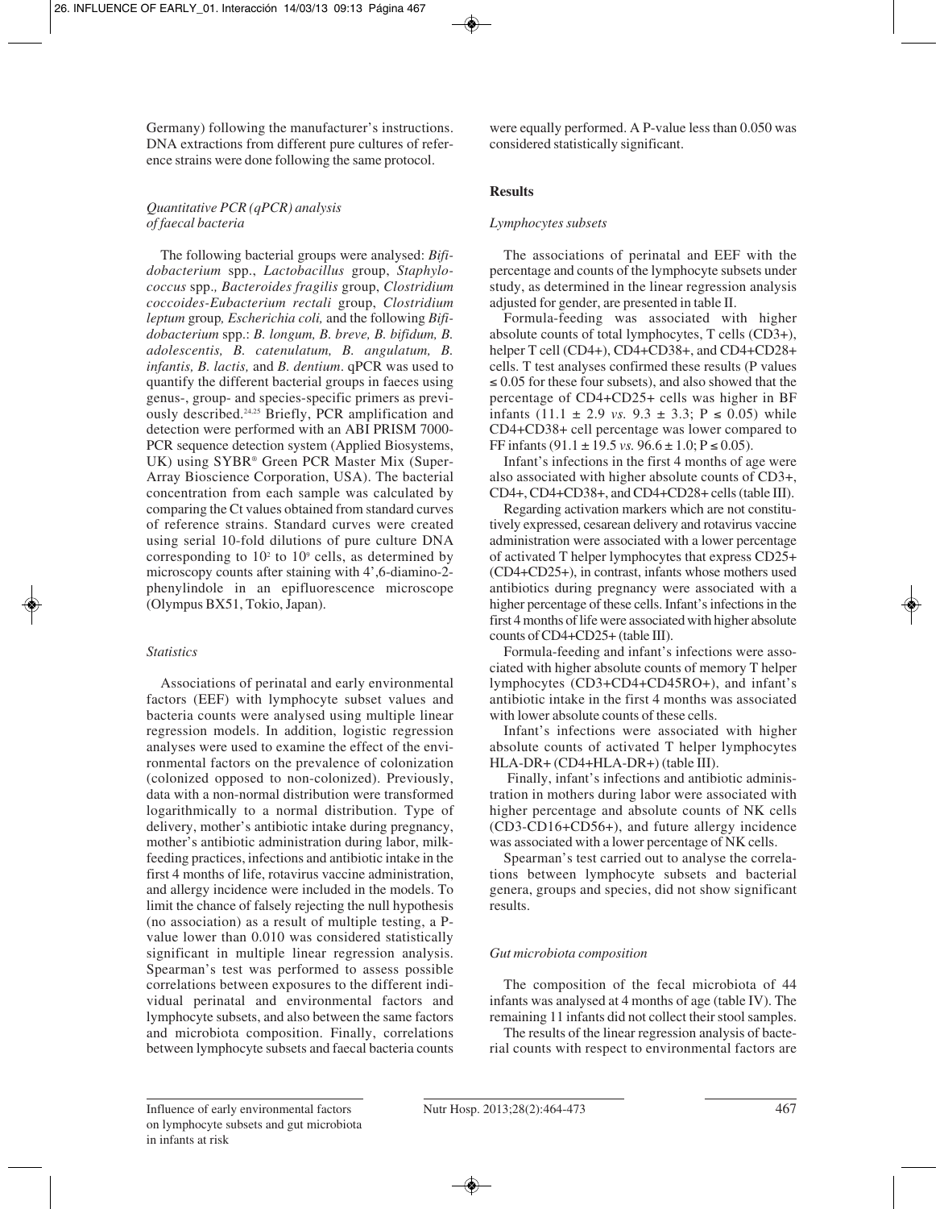Germany) following the manufacturer's instructions. DNA extractions from different pure cultures of reference strains were done following the same protocol.

### *Quantitative PCR (qPCR) analysis of faecal bacteria*

The following bacterial groups were analysed: *Bifidobacterium* spp., *Lactobacillus* group, *Staphylococcus* spp., *Bacteroides fragilis* group, *Clostridium coccoides-Eubacterium rectali* group, *Clostridium leptum* group, *Escherichia coli,* and the following *Bifidobacterium* spp.: *B. longum, B. breve, B. bifidum, B. adolescentis, B. catenulatum, B. angulatum, B. infantis, B. lactis,* and *B. dentium*. qPCR was used to quantify the different bacterial groups in faeces using genus-, group- and species-specific primers as previously described.[24,25] Briefly, PCR amplification and detection were performed with an ABI PRISM 7000-PCR sequence detection system (Applied Biosystems, UK) using SYBR® Green PCR Master Mix (Super-Array Bioscience Corporation, USA). The bacterial concentration from each sample was calculated by comparing the Ct values obtained from standard curves of reference strains. Standard curves were created using serial 10-fold dilutions of pure culture DNA corresponding to $10^2$ to $10^9$ cells, as determined by microscopy counts after staining with 4',6-diamino-2-phenylindole in an epifluorescence microscope (Olympus BX51, Tokio, Japan).

### *Statistics*

Associations of perinatal and early environmental factors (EEF) with lymphocyte subset values and bacteria counts were analysed using multiple linear regression models. In addition, logistic regression analyses were used to examine the effect of the environmental factors on the prevalence of colonization (colonized opposed to non-colonized). Previously, data with a non-normal distribution were transformed logarithmically to a normal distribution. Type of delivery, mother's antibiotic intake during pregnancy, mother's antibiotic administration during labor, milk-feeding practices, infections and antibiotic intake in the first 4 months of life, rotavirus vaccine administration, and allergy incidence were included in the models. To limit the chance of falsely rejecting the null hypothesis (no association) as a result of multiple testing, a P-value lower than 0.010 was considered statistically significant in multiple linear regression analysis. Spearman's test was performed to assess possible correlations between exposures to the different individual perinatal and environmental factors and lymphocyte subsets, and also between the same factors and microbiota composition. Finally, correlations between lymphocyte subsets and faecal bacteria counts were equally performed. A P-value less than 0.050 was considered statistically significant.

## **Results**

### *Lymphocytes subsets*

The associations of perinatal and EEF with the percentage and counts of the lymphocyte subsets under study, as determined in the linear regression analysis adjusted for gender, are presented in table II.

Formula-feeding was associated with higher absolute counts of total lymphocytes, T cells (CD3+), helper T cell (CD4+), CD4+CD38+, and CD4+CD28+ cells. T test analyses confirmed these results (P values $\leq 0.05$ for these four subsets), and also showed that the percentage of CD4+CD25+ cells was higher in BF infants ($11.1 \pm 2.9$ *vs.* $9.3 \pm 3.3$; $P \leq 0.05$) while CD4+CD38+ cell percentage was lower compared to FF infants ($91.1 \pm 19.5$ *vs.* $96.6 \pm 1.0$; $P \leq 0.05$).

Infant's infections in the first 4 months of age were also associated with higher absolute counts of CD3+, CD4+, CD4+CD38+, and CD4+CD28+ cells (table III).

Regarding activation markers which are not constitutively expressed, cesarean delivery and rotavirus vaccine administration were associated with a lower percentage of activated T helper lymphocytes that express CD25+ (CD4+CD25+), in contrast, infants whose mothers used antibiotics during pregnancy were associated with a higher percentage of these cells. Infant's infections in the first 4 months of life were associated with higher absolute counts of CD4+CD25+ (table III).

Formula-feeding and infant's infections were associated with higher absolute counts of memory T helper lymphocytes (CD3+CD4+CD45RO+), and infant's antibiotic intake in the first 4 months was associated with lower absolute counts of these cells.

Infant's infections were associated with higher absolute counts of activated T helper lymphocytes HLA-DR+ (CD4+HLA-DR+) (table III).

Finally, infant's infections and antibiotic administration in mothers during labor were associated with higher percentage and absolute counts of NK cells (CD3-CD16+CD56+), and future allergy incidence was associated with a lower percentage of NK cells.

Spearman's test carried out to analyse the correlations between lymphocyte subsets and bacterial genera, groups and species, did not show significant results.

### *Gut microbiota composition*

The composition of the fecal microbiota of 44 infants was analysed at 4 months of age (table IV). The remaining 11 infants did not collect their stool samples.

The results of the linear regression analysis of bacterial counts with respect to environmental factors are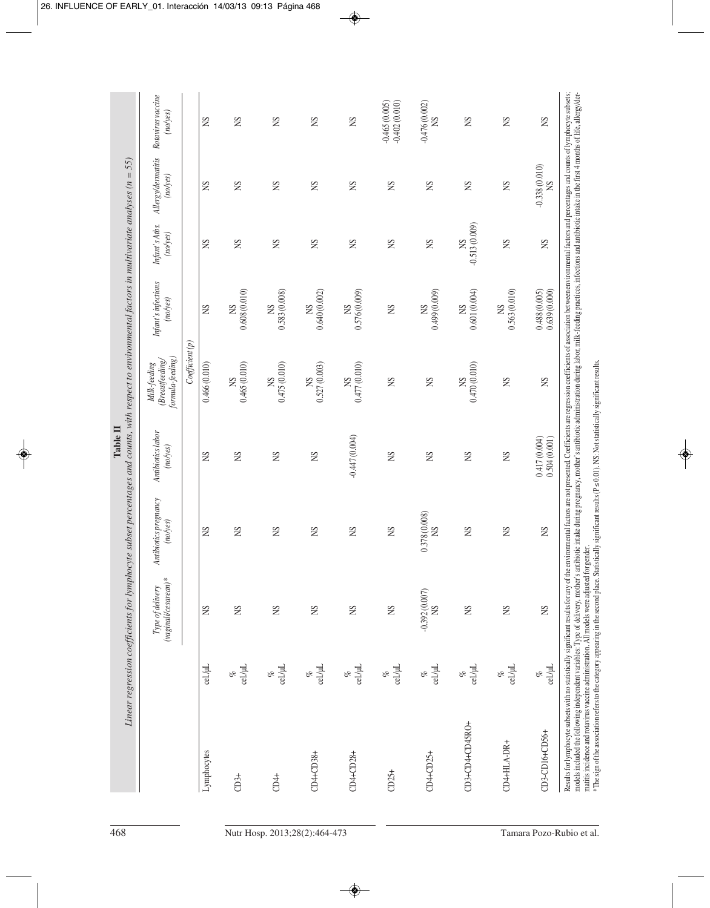**Table II**

*Linear regression coefficients for lymphocyte subset percentages and counts, with respect to environmental factors in multivariate analyses (n = 55)*

| | | *Type of delivery (vaginal/cesarean)\** | *Antibiotics pregnancy (no/yes)* | *Antibiotics labor (no/yes)* | *Milk-feeding (Breastfeeding/ formula-feeding)* | *Infant's infections (no/yes)* | *Infant's Atbs. (no/yes)* | *Allergy/dermatitis (no/yes)* | *Rotavirus vaccine (no/yes)* |
|---|---|---|---|---|---|---|---|---|---|
| | | | | | *Coefficient (p)* | | | | |
| Lymphocytes | cel./µL | NS | NS | NS | 0.466 (0.010) | NS | NS | NS | NS |
| CD3+ | % | NS | NS | NS | NS | NS | NS | NS | NS |
| | cel./µL | NS | NS | NS | 0.465 (0.010) | 0.608 (0.010) | NS | NS | NS |
| CD4+ | % | NS | NS | NS | NS | NS | NS | NS | NS |
| | cel./µL | NS | NS | NS | 0.475 (0.010) | 0.583 (0.008) | NS | NS | NS |
| CD4+CD38+ | % | NS | NS | NS | NS | NS | NS | NS | NS |
| | cel./µL | NS | NS | NS | 0.527 (0.003) | 0.640 (0.002) | NS | NS | NS |
| CD4+CD28+ | % | NS | NS | -0.447 (0.004) | NS | NS | NS | NS | NS |
| | cel./µL | NS | NS | NS | 0.477 (0.010) | 0.576 (0.009) | NS | NS | NS |
| CD25+ | % | NS | NS | NS | NS | NS | NS | NS | -0.465 (0.005) |
| | cel./µL | NS | NS | NS | NS | NS | NS | NS | -0.402 (0.010) |
| CD4+CD25+ | % | -0.392 (0.007) | 0.378 (0.008) | NS | NS | NS | NS | NS | -0.476 (0.002) |
| | cel./µL | NS | NS | NS | NS | 0.499 (0.009) | NS | NS | NS |
| CD3+CD4+CD45RO+ | % | NS | NS | NS | NS | NS | NS | NS | NS |
| | cel./µL | NS | NS | NS | 0.470 (0.010) | 0.601 (0.004) | -0.513 (0.009) | NS | NS |
| CD4+HLA-DR+ | % | NS | NS | NS | NS | NS | NS | NS | NS |
| | cel./µL | NS | NS | NS | NS | 0.563 (0.010) | NS | NS | NS |
| CD3-CD16+CD56+ | % | NS | NS | 0.417 (0.004) | NS | 0.488 (0.005) | NS | -0.338 (0.010) | NS |
| | cel./µL | NS | NS | 0.504 (0.001) | NS | 0.639 (0.000) | NS | NS | NS |

Results for lymphocyte subsets with no statistically significant results for any of the environmental factors are not presented. Coefficients are regression coefficients of association between environmental factors and percentages and counts of lymphocyte subsets; models included the following independent variables: Type of delivery, mother's antibiotic intake during pregnancy, mother's antibiotic administration during labor, milk-feeding practices, infections and antibiotic intake in the first 4 months of life, allergy/dermatitis incidence and rotavirus vaccine administration. All models were adjusted for gender.

\*The sign of the association refers to the category appearing in the second place. Statistically significant results (P ≤ 0.01). NS: Not statistically significant results.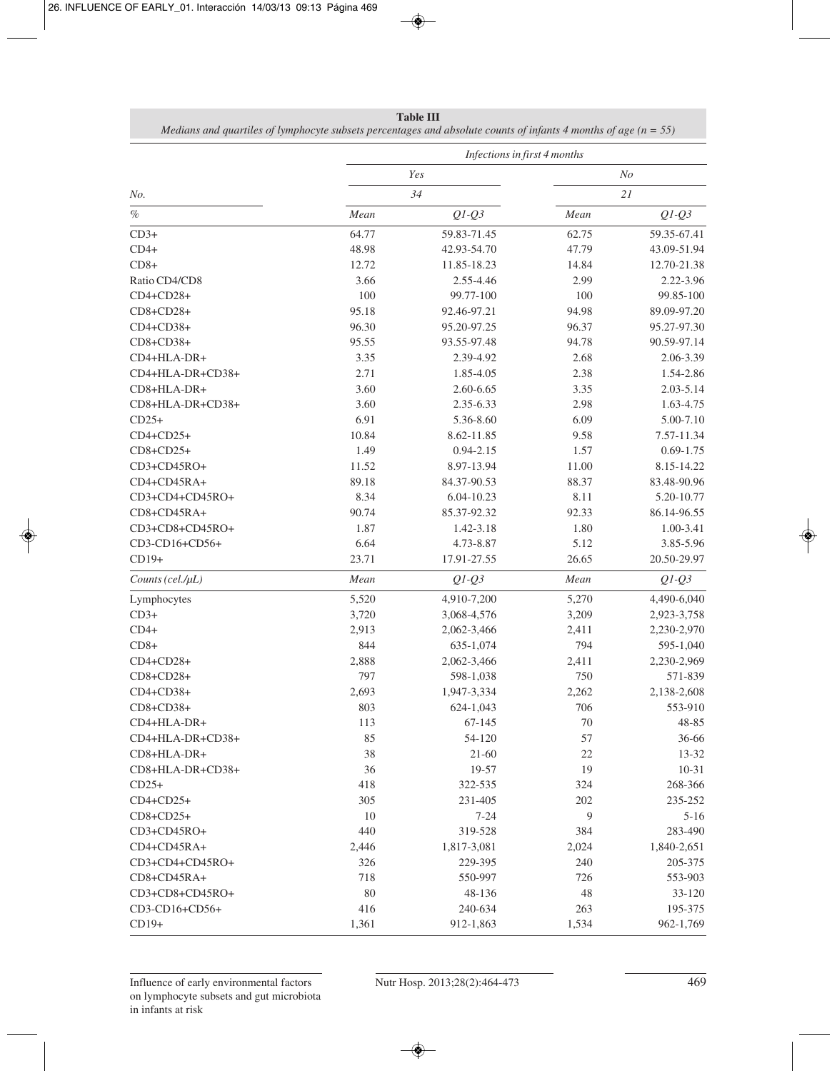**Table III**
*Medians and quartiles of lymphocyte subsets percentages and absolute counts of infants 4 months of age (n = 55)*

| | *Infections in first 4 months* | | | |
|---|---|---|---|---|
| | *Yes* | | *No* | |
| *No.* | *34* | | *21* | |
| *%* | *Mean* | *Q1-Q3* | *Mean* | *Q1-Q3* |
| CD3+ | 64.77 | 59.83-71.45 | 62.75 | 59.35-67.41 |
| CD4+ | 48.98 | 42.93-54.70 | 47.79 | 43.09-51.94 |
| CD8+ | 12.72 | 11.85-18.23 | 14.84 | 12.70-21.38 |
| Ratio CD4/CD8 | 3.66 | 2.55-4.46 | 2.99 | 2.22-3.96 |
| CD4+CD28+ | 100 | 99.77-100 | 100 | 99.85-100 |
| CD8+CD28+ | 95.18 | 92.46-97.21 | 94.98 | 89.09-97.20 |
| CD4+CD38+ | 96.30 | 95.20-97.25 | 96.37 | 95.27-97.30 |
| CD8+CD38+ | 95.55 | 93.55-97.48 | 94.78 | 90.59-97.14 |
| CD4+HLA-DR+ | 3.35 | 2.39-4.92 | 2.68 | 2.06-3.39 |
| CD4+HLA-DR+CD38+ | 2.71 | 1.85-4.05 | 2.38 | 1.54-2.86 |
| CD8+HLA-DR+ | 3.60 | 2.60-6.65 | 3.35 | 2.03-5.14 |
| CD8+HLA-DR+CD38+ | 3.60 | 2.35-6.33 | 2.98 | 1.63-4.75 |
| CD25+ | 6.91 | 5.36-8.60 | 6.09 | 5.00-7.10 |
| CD4+CD25+ | 10.84 | 8.62-11.85 | 9.58 | 7.57-11.34 |
| CD8+CD25+ | 1.49 | 0.94-2.15 | 1.57 | 0.69-1.75 |
| CD3+CD45RO+ | 11.52 | 8.97-13.94 | 11.00 | 8.15-14.22 |
| CD4+CD45RA+ | 89.18 | 84.37-90.53 | 88.37 | 83.48-90.96 |
| CD3+CD4+CD45RO+ | 8.34 | 6.04-10.23 | 8.11 | 5.20-10.77 |
| CD8+CD45RA+ | 90.74 | 85.37-92.32 | 92.33 | 86.14-96.55 |
| CD3+CD8+CD45RO+ | 1.87 | 1.42-3.18 | 1.80 | 1.00-3.41 |
| CD3-CD16+CD56+ | 6.64 | 4.73-8.87 | 5.12 | 3.85-5.96 |
| CD19+ | 23.71 | 17.91-27.55 | 26.65 | 20.50-29.97 |
| *Counts (cel./μL)* | *Mean* | *Q1-Q3* | *Mean* | *Q1-Q3* |
| Lymphocytes | 5,520 | 4,910-7,200 | 5,270 | 4,490-6,040 |
| CD3+ | 3,720 | 3,068-4,576 | 3,209 | 2,923-3,758 |
| CD4+ | 2,913 | 2,062-3,466 | 2,411 | 2,230-2,970 |
| CD8+ | 844 | 635-1,074 | 794 | 595-1,040 |
| CD4+CD28+ | 2,888 | 2,062-3,466 | 2,411 | 2,230-2,969 |
| CD8+CD28+ | 797 | 598-1,038 | 750 | 571-839 |
| CD4+CD38+ | 2,693 | 1,947-3,334 | 2,262 | 2,138-2,608 |
| CD8+CD38+ | 803 | 624-1,043 | 706 | 553-910 |
| CD4+HLA-DR+ | 113 | 67-145 | 70 | 48-85 |
| CD4+HLA-DR+CD38+ | 85 | 54-120 | 57 | 36-66 |
| CD8+HLA-DR+ | 38 | 21-60 | 22 | 13-32 |
| CD8+HLA-DR+CD38+ | 36 | 19-57 | 19 | 10-31 |
| CD25+ | 418 | 322-535 | 324 | 268-366 |
| CD4+CD25+ | 305 | 231-405 | 202 | 235-252 |
| CD8+CD25+ | 10 | 7-24 | 9 | 5-16 |
| CD3+CD45RO+ | 440 | 319-528 | 384 | 283-490 |
| CD4+CD45RA+ | 2,446 | 1,817-3,081 | 2,024 | 1,840-2,651 |
| CD3+CD4+CD45RO+ | 326 | 229-395 | 240 | 205-375 |
| CD8+CD45RA+ | 718 | 550-997 | 726 | 553-903 |
| CD3+CD8+CD45RO+ | 80 | 48-136 | 48 | 33-120 |
| CD3-CD16+CD56+ | 416 | 240-634 | 263 | 195-375 |
| CD19+ | 1,361 | 912-1,863 | 1,534 | 962-1,769 |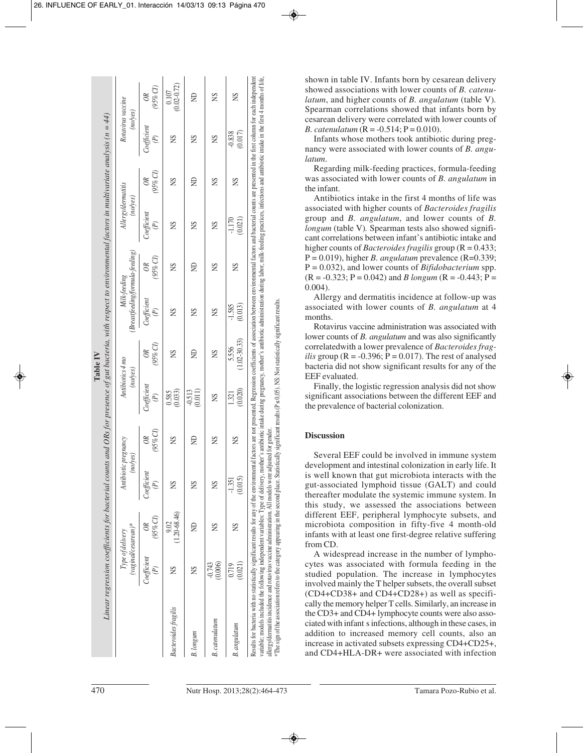**Table IV**
*Linear regression coefficients for bacterial counts and ORs for presence of gut bacteria, with respect to environmental factors in multivariate analysis (n = 44)*

| | Type of delivery (vaginal/cesarean)* | | Antibiotic pregnancy (no/yes) | | Antibiotics 4 mo (no/yes) | | Milk-feeding (Breastfeeding/formula-feeding) | | Allergy/dermatitis (no/yes) | | Rotavirus vaccine (no/yes) | |
|---|---|---|---|---|---|---|---|---|---|---|---|---|
| | Coefficient (P) | OR (95% CI) | Coefficient (P) | OR (95% CI) | Coefficient (P) | OR (95% CI) | Coefficient (P) | OR (95% CI) | Coefficient (P) | OR (95% CI) | Coefficient (P) | OR (95% CI) |
| *Bacteroides fragilis* | NS | 9.02 (1.20-68.46) | NS | NS | 0.585 (0.033) | NS | NS | NS | NS | NS | NS | 0.107 (0.02-0.72) |
| *B. longum* | NS | ND | NS | ND | -0.513 (0.011) | ND | NS | ND | NS | ND | NS | ND |
| *B. catenulatum* | -0.743 (0.006) | NS | NS | NS | NS | NS | NS | NS | NS | NS | NS | NS |
| *B. angulatum* | 0.719 (0.021) | NS | -1.351 (0.015) | NS | 1.321 (0.020) | 5.556 (1.02-30.33) | -1.585 (0.013) | NS | -1.170 (0.021) | NS | -0.838 (0.017) | NS |

Results for bacteria with no statistically significant results for any of the environmental factors are not presented. Regression coefficients of association between environmental factors and bacterial counts are presented in the first column for each independent variable; models included the following independent variables: Type of delivery, mother's antibiotic intake during pregnancy, mother's antibiotic administration during labor, milk-feeding practices, infections and antibiotic intake in the first 4 months of life, allergy/dermatitis incidence and rotavirus vaccine administration. All models were adjusted for gender.
*The sign of the association refers to the category appearing in the second place. Statistically significant results (P ≤ 0.05). NS: Not statistically significant results.

shown in table IV. Infants born by cesarean delivery showed associations with lower counts of *B. catenulatum*, and higher counts of *B. angulatum* (table V). Spearman correlations showed that infants born by cesarean delivery were correlated with lower counts of *B. catenulatum* (R = -0.514; P = 0.010).

Infants whose mothers took antibiotic during pregnancy were associated with lower counts of *B. angulatum.*

Regarding milk-feeding practices, formula-feeding was associated with lower counts of *B. angulatum* in the infant.

Antibiotics intake in the first 4 months of life was associated with higher counts of *Bacteroides fragilis* group and *B. angulatum*, and lower counts of *B. longum* (table V). Spearman tests also showed significant correlations between infant's antibiotic intake and higher counts of *Bacteroides fragilis* group (R = 0.433; P = 0.019), higher *B. angulatum* prevalence (R=0.339; P = 0.032), and lower counts of *Bifidobacterium* spp. (R = -0.323; P = 0.042) and *B longum* (R = -0.443; P = 0.004).

Allergy and dermatitis incidence at follow-up was associated with lower counts of *B. angulatum* at 4 months.

Rotavirus vaccine administration was associated with lower counts of *B. angulatum* and was also significantly correlatedwith a lower prevalence of *Bacteroides fragilis* group (R = -0.396; P = 0.017). The rest of analysed bacteria did not show significant results for any of the EEF evaluated.

Finally, the logistic regression analysis did not show significant associations between the different EEF and the prevalence of bacterial colonization.

## Discussion

Several EEF could be involved in immune system development and intestinal colonization in early life. It is well known that gut microbiota interacts with the gut-associated lymphoid tissue (GALT) and could thereafter modulate the systemic immune system. In this study, we assessed the associations between different EEF, peripheral lymphocyte subsets, and microbiota composition in fifty-five 4 month-old infants with at least one first-degree relative suffering from CD.

A widespread increase in the number of lymphocytes was associated with formula feeding in the studied population. The increase in lymphocytes involved mainly the T helper subsets, the overall subset (CD4+CD38+ and CD4+CD28+) as well as specifically the memory helper T cells. Similarly, an increase in the CD3+ and CD4+ lymphocyte counts were also associated with infant s infections, although in these cases, in addition to increased memory cell counts, also an increase in activated subsets expressing CD4+CD25+, and CD4+HLA-DR+ were associated with infection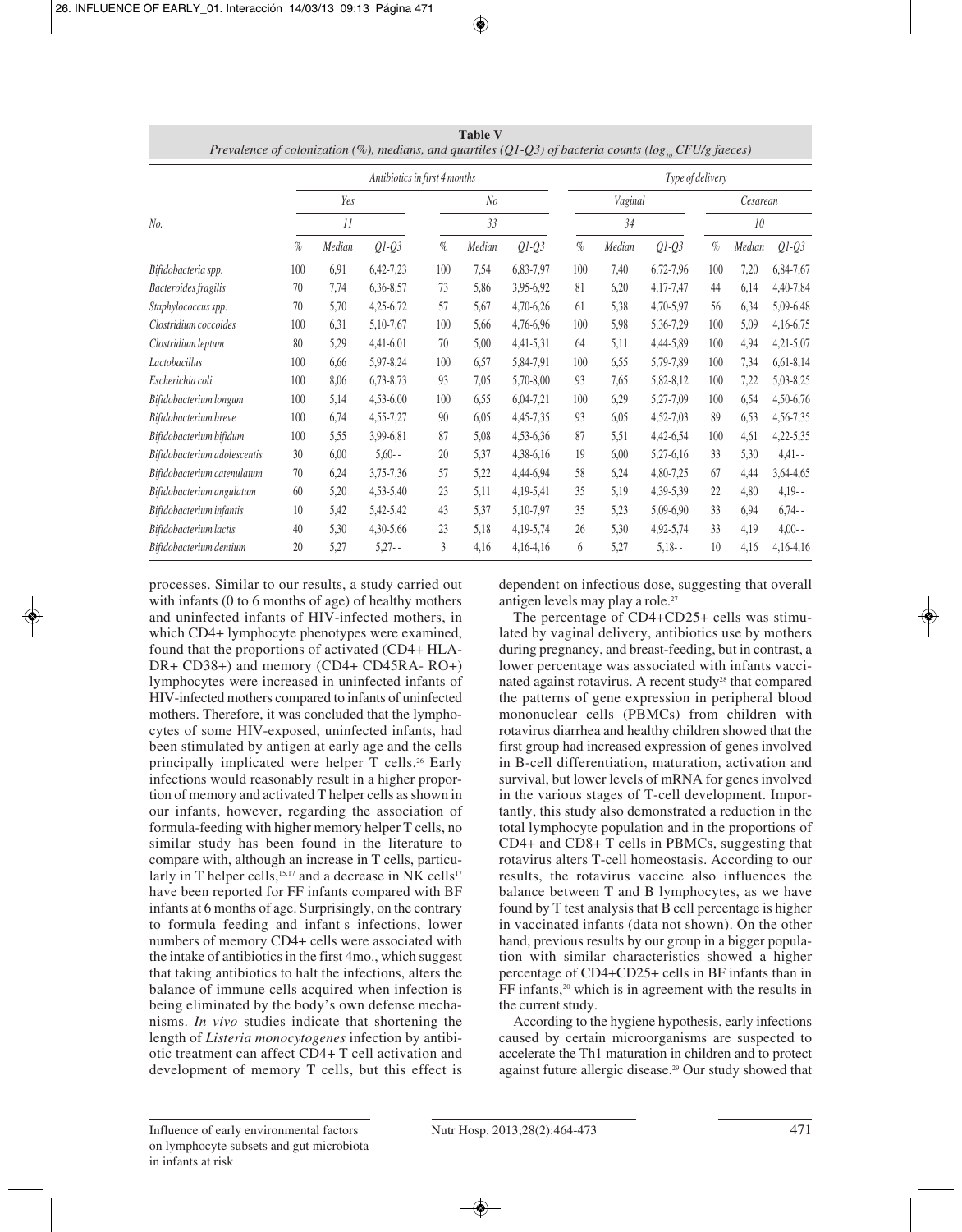**Table V**
*Prevalence of colonization (%), medians, and quartiles (Q1-Q3) of bacteria counts ($log_{10}$ CFU/g faeces)*

| | Antibiotics in first 4 months | | | | | | Type of delivery | | | | | |
|---|---|---|---|---|---|---|---|---|---|---|---|---|
| | Yes | | | No | | | Vaginal | | | Cesarean | | |
| No. | 11 | | | 33 | | | 34 | | | 10 | | |
| | % | Median | Q1-Q3 | % | Median | Q1-Q3 | % | Median | Q1-Q3 | % | Median | Q1-Q3 |
| *Bifidobacteria spp.* | 100 | 6,91 | 6,42-7,23 | 100 | 7,54 | 6,83-7,97 | 100 | 7,40 | 6,72-7,96 | 100 | 7,20 | 6,84-7,67 |
| *Bacteroides fragilis* | 70 | 7,74 | 6,36-8,57 | 73 | 5,86 | 3,95-6,92 | 81 | 6,20 | 4,17-7,47 | 44 | 6,14 | 4,40-7,84 |
| *Staphylococcus spp.* | 70 | 5,70 | 4,25-6,72 | 57 | 5,67 | 4,70-6,26 | 61 | 5,38 | 4,70-5,97 | 56 | 6,34 | 5,09-6,48 |
| *Clostridium coccoides* | 100 | 6,31 | 5,10-7,67 | 100 | 5,66 | 4,76-6,96 | 100 | 5,98 | 5,36-7,29 | 100 | 5,09 | 4,16-6,75 |
| *Clostridium leptum* | 80 | 5,29 | 4,41-6,01 | 70 | 5,00 | 4,41-5,31 | 64 | 5,11 | 4,44-5,89 | 100 | 4,94 | 4,21-5,07 |
| *Lactobacillus* | 100 | 6,66 | 5,97-8,24 | 100 | 6,57 | 5,84-7,91 | 100 | 6,55 | 5,79-7,89 | 100 | 7,34 | 6,61-8,14 |
| *Escherichia coli* | 100 | 8,06 | 6,73-8,73 | 93 | 7,05 | 5,70-8,00 | 93 | 7,65 | 5,82-8,12 | 100 | 7,22 | 5,03-8,25 |
| *Bifidobacterium longum* | 100 | 5,14 | 4,53-6,00 | 100 | 6,55 | 6,04-7,21 | 100 | 6,29 | 5,27-7,09 | 100 | 6,54 | 4,50-6,76 |
| *Bifidobacterium breve* | 100 | 6,74 | 4,55-7,27 | 90 | 6,05 | 4,45-7,35 | 93 | 6,05 | 4,52-7,03 | 89 | 6,53 | 4,56-7,35 |
| *Bifidobacterium bifidum* | 100 | 5,55 | 3,99-6,81 | 87 | 5,08 | 4,53-6,36 | 87 | 5,51 | 4,42-6,54 | 100 | 4,61 | 4,22-5,35 |
| *Bifidobacterium adolescentis* | 30 | 6,00 | 5,60- - | 20 | 5,37 | 4,38-6,16 | 19 | 6,00 | 5,27-6,16 | 33 | 5,30 | 4,41- - |
| *Bifidobacterium catenulatum* | 70 | 6,24 | 3,75-7,36 | 57 | 5,22 | 4,44-6,94 | 58 | 6,24 | 4,80-7,25 | 67 | 4,44 | 3,64-4,65 |
| *Bifidobacterium angulatum* | 60 | 5,20 | 4,53-5,40 | 23 | 5,11 | 4,19-5,41 | 35 | 5,19 | 4,39-5,39 | 22 | 4,80 | 4,19- - |
| *Bifidobacterium infantis* | 10 | 5,42 | 5,42-5,42 | 43 | 5,37 | 5,10-7,97 | 35 | 5,23 | 5,09-6,90 | 33 | 6,94 | 6,74- - |
| *Bifidobacterium lactis* | 40 | 5,30 | 4,30-5,66 | 23 | 5,18 | 4,19-5,74 | 26 | 5,30 | 4,92-5,74 | 33 | 4,19 | 4,00- - |
| *Bifidobacterium dentium* | 20 | 5,27 | 5,27- - | 3 | 4,16 | 4,16-4,16 | 6 | 5,27 | 5,18- - | 10 | 4,16 | 4,16-4,16 |

processes. Similar to our results, a study carried out with infants (0 to 6 months of age) of healthy mothers and uninfected infants of HIV-infected mothers, in which CD4+ lymphocyte phenotypes were examined, found that the proportions of activated (CD4+ HLA-DR+ CD38+) and memory (CD4+ CD45RA- RO+) lymphocytes were increased in uninfected infants of HIV-infected mothers compared to infants of uninfected mothers. Therefore, it was concluded that the lymphocytes of some HIV-exposed, uninfected infants, had been stimulated by antigen at early age and the cells principally implicated were helper T cells.[26] Early infections would reasonably result in a higher proportion of memory and activated T helper cells as shown in our infants, however, regarding the association of formula-feeding with higher memory helper T cells, no similar study has been found in the literature to compare with, although an increase in T cells, particularly in T helper cells,[15,17] and a decrease in NK cells[17] have been reported for FF infants compared with BF infants at 6 months of age. Surprisingly, on the contrary to formula feeding and infant s infections, lower numbers of memory CD4+ cells were associated with the intake of antibiotics in the first 4mo., which suggest that taking antibiotics to halt the infections, alters the balance of immune cells acquired when infection is being eliminated by the body's own defense mechanisms. *In vivo* studies indicate that shortening the length of *Listeria monocytogenes* infection by antibiotic treatment can affect CD4+ T cell activation and development of memory T cells, but this effect is dependent on infectious dose, suggesting that overall antigen levels may play a role.[27]

The percentage of CD4+CD25+ cells was stimulated by vaginal delivery, antibiotics use by mothers during pregnancy, and breast-feeding, but in contrast, a lower percentage was associated with infants vaccinated against rotavirus. A recent study[28] that compared the patterns of gene expression in peripheral blood mononuclear cells (PBMCs) from children with rotavirus diarrhea and healthy children showed that the first group had increased expression of genes involved in B-cell differentiation, maturation, activation and survival, but lower levels of mRNA for genes involved in the various stages of T-cell development. Importantly, this study also demonstrated a reduction in the total lymphocyte population and in the proportions of CD4+ and CD8+ T cells in PBMCs, suggesting that rotavirus alters T-cell homeostasis. According to our results, the rotavirus vaccine also influences the balance between T and B lymphocytes, as we have found by T test analysis that B cell percentage is higher in vaccinated infants (data not shown). On the other hand, previous results by our group in a bigger population with similar characteristics showed a higher percentage of CD4+CD25+ cells in BF infants than in FF infants,[20] which is in agreement with the results in the current study.

According to the hygiene hypothesis, early infections caused by certain microorganisms are suspected to accelerate the Th1 maturation in children and to protect against future allergic disease.[29] Our study showed that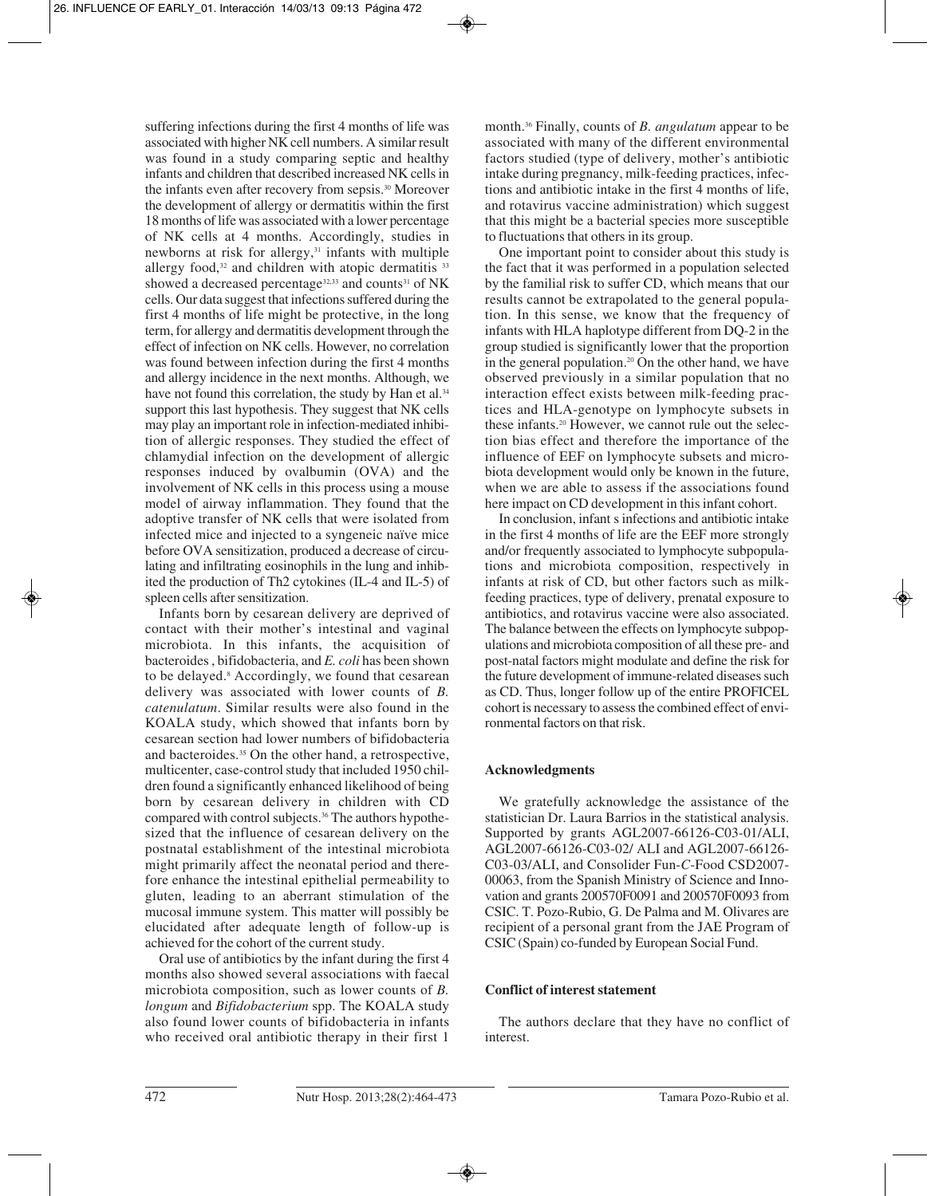suffering infections during the first 4 months of life was associated with higher NK cell numbers. A similar result was found in a study comparing septic and healthy infants and children that described increased NK cells in the infants even after recovery from sepsis.[30] Moreover the development of allergy or dermatitis within the first 18 months of life was associated with a lower percentage of NK cells at 4 months. Accordingly, studies in newborns at risk for allergy,[31] infants with multiple allergy food,[32] and children with atopic dermatitis [33] showed a decreased percentage[32,33] and counts[31] of NK cells. Our data suggest that infections suffered during the first 4 months of life might be protective, in the long term, for allergy and dermatitis development through the effect of infection on NK cells. However, no correlation was found between infection during the first 4 months and allergy incidence in the next months. Although, we have not found this correlation, the study by Han et al.[34] support this last hypothesis. They suggest that NK cells may play an important role in infection-mediated inhibition of allergic responses. They studied the effect of chlamydial infection on the development of allergic responses induced by ovalbumin (OVA) and the involvement of NK cells in this process using a mouse model of airway inflammation. They found that the adoptive transfer of NK cells that were isolated from infected mice and injected to a syngeneic naïve mice before OVA sensitization, produced a decrease of circulating and infiltrating eosinophils in the lung and inhibited the production of Th2 cytokines (IL-4 and IL-5) of spleen cells after sensitization.

Infants born by cesarean delivery are deprived of contact with their mother's intestinal and vaginal microbiota. In this infants, the acquisition of bacteroides , bifidobacteria, and *E. coli* has been shown to be delayed.[8] Accordingly, we found that cesarean delivery was associated with lower counts of *B. catenulatum*. Similar results were also found in the KOALA study, which showed that infants born by cesarean section had lower numbers of bifidobacteria and bacteroides.[35] On the other hand, a retrospective, multicenter, case-control study that included 1950 children found a significantly enhanced likelihood of being born by cesarean delivery in children with CD compared with control subjects.[36] The authors hypothesized that the influence of cesarean delivery on the postnatal establishment of the intestinal microbiota might primarily affect the neonatal period and therefore enhance the intestinal epithelial permeability to gluten, leading to an aberrant stimulation of the mucosal immune system. This matter will possibly be elucidated after adequate length of follow-up is achieved for the cohort of the current study.

Oral use of antibiotics by the infant during the first 4 months also showed several associations with faecal microbiota composition, such as lower counts of *B. longum* and *Bifidobacterium* spp. The KOALA study also found lower counts of bifidobacteria in infants who received oral antibiotic therapy in their first 1 month.[36] Finally, counts of *B. angulatum* appear to be associated with many of the different environmental factors studied (type of delivery, mother's antibiotic intake during pregnancy, milk-feeding practices, infections and antibiotic intake in the first 4 months of life, and rotavirus vaccine administration) which suggest that this might be a bacterial species more susceptible to fluctuations that others in its group.

One important point to consider about this study is the fact that it was performed in a population selected by the familial risk to suffer CD, which means that our results cannot be extrapolated to the general population. In this sense, we know that the frequency of infants with HLA haplotype different from DQ-2 in the group studied is significantly lower that the proportion in the general population.[20] On the other hand, we have observed previously in a similar population that no interaction effect exists between milk-feeding practices and HLA-genotype on lymphocyte subsets in these infants.[20] However, we cannot rule out the selection bias effect and therefore the importance of the influence of EEF on lymphocyte subsets and microbiota development would only be known in the future, when we are able to assess if the associations found here impact on CD development in this infant cohort.

In conclusion, infant s infections and antibiotic intake in the first 4 months of life are the EEF more strongly and/or frequently associated to lymphocyte subpopulations and microbiota composition, respectively in infants at risk of CD, but other factors such as milk-feeding practices, type of delivery, prenatal exposure to antibiotics, and rotavirus vaccine were also associated. The balance between the effects on lymphocyte subpopulations and microbiota composition of all these pre- and post-natal factors might modulate and define the risk for the future development of immune-related diseases such as CD. Thus, longer follow up of the entire PROFICEL cohort is necessary to assess the combined effect of environmental factors on that risk.

## Acknowledgments

We gratefully acknowledge the assistance of the statistician Dr. Laura Barrios in the statistical analysis. Supported by grants AGL2007-66126-C03-01/ALI, AGL2007-66126-C03-02/ ALI and AGL2007-66126-C03-03/ALI, and Consolider Fun-*C*-Food CSD2007-00063, from the Spanish Ministry of Science and Innovation and grants 200570F0091 and 200570F0093 from CSIC. T. Pozo-Rubio, G. De Palma and M. Olivares are recipient of a personal grant from the JAE Program of CSIC (Spain) co-funded by European Social Fund.

## Conflict of interest statement

The authors declare that they have no conflict of interest.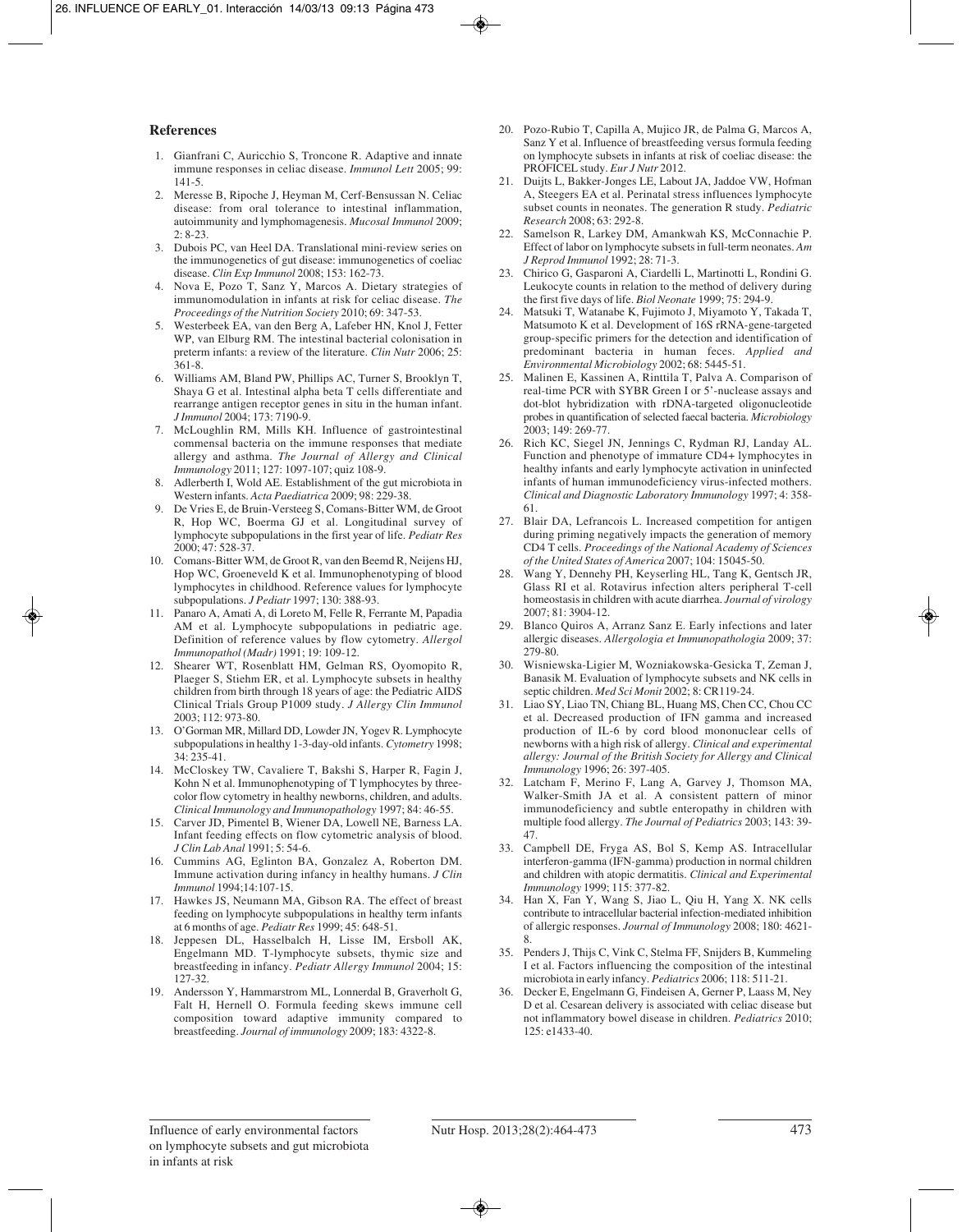## References

1. Gianfrani C, Auricchio S, Troncone R. Adaptive and innate immune responses in celiac disease. *Immunol Lett* 2005; 99: 141-5.
2. Meresse B, Ripoche J, Heyman M, Cerf-Bensussan N. Celiac disease: from oral tolerance to intestinal inflammation, autoimmunity and lymphomagenesis. *Mucosal Immunol* 2009; 2: 8-23.
3. Dubois PC, van Heel DA. Translational mini-review series on the immunogenetics of gut disease: immunogenetics of coeliac disease. *Clin Exp Immunol* 2008; 153: 162-73.
4. Nova E, Pozo T, Sanz Y, Marcos A. Dietary strategies of immunomodulation in infants at risk for celiac disease. *The Proceedings of the Nutrition Society* 2010; 69: 347-53.
5. Westerbeek EA, van den Berg A, Lafeber HN, Knol J, Fetter WP, van Elburg RM. The intestinal bacterial colonisation in preterm infants: a review of the literature. *Clin Nutr* 2006; 25: 361-8.
6. Williams AM, Bland PW, Phillips AC, Turner S, Brooklyn T, Shaya G et al. Intestinal alpha beta T cells differentiate and rearrange antigen receptor genes in situ in the human infant. *J Immunol* 2004; 173: 7190-9.
7. McLoughlin RM, Mills KH. Influence of gastrointestinal commensal bacteria on the immune responses that mediate allergy and asthma. *The Journal of Allergy and Clinical Immunology* 2011; 127: 1097-107; quiz 108-9.
8. Adlerberth I, Wold AE. Establishment of the gut microbiota in Western infants. *Acta Paediatrica* 2009; 98: 229-38.
9. De Vries E, de Bruin-Versteeg S, Comans-Bitter WM, de Groot R, Hop WC, Boerma GJ et al. Longitudinal survey of lymphocyte subpopulations in the first year of life. *Pediatr Res* 2000; 47: 528-37.
10. Comans-Bitter WM, de Groot R, van den Beemd R, Neijens HJ, Hop WC, Groeneveld K et al. Immunophenotyping of blood lymphocytes in childhood. Reference values for lymphocyte subpopulations. *J Pediatr* 1997; 130: 388-93.
11. Panaro A, Amati A, di Loreto M, Felle R, Ferrante M, Papadia AM et al. Lymphocyte subpopulations in pediatric age. Definition of reference values by flow cytometry. *Allergol Immunopathol (Madr)* 1991; 19: 109-12.
12. Shearer WT, Rosenblatt HM, Gelman RS, Oyomopito R, Plaeger S, Stiehm ER, et al. Lymphocyte subsets in healthy children from birth through 18 years of age: the Pediatric AIDS Clinical Trials Group P1009 study. *J Allergy Clin Immunol* 2003; 112: 973-80.
13. O'Gorman MR, Millard DD, Lowder JN, Yogev R. Lymphocyte subpopulations in healthy 1-3-day-old infants. *Cytometry* 1998; 34: 235-41.
14. McCloskey TW, Cavaliere T, Bakshi S, Harper R, Fagin J, Kohn N et al. Immunophenotyping of T lymphocytes by three-color flow cytometry in healthy newborns, children, and adults. *Clinical Immunology and Immunopathology* 1997; 84: 46-55.
15. Carver JD, Pimentel B, Wiener DA, Lowell NE, Barness LA. Infant feeding effects on flow cytometric analysis of blood. *J Clin Lab Anal* 1991; 5: 54-6.
16. Cummins AG, Eglinton BA, Gonzalez A, Roberton DM. Immune activation during infancy in healthy humans. *J Clin Immunol* 1994;14:107-15.
17. Hawkes JS, Neumann MA, Gibson RA. The effect of breast feeding on lymphocyte subpopulations in healthy term infants at 6 months of age. *Pediatr Res* 1999; 45: 648-51.
18. Jeppesen DL, Hasselbalch H, Lisse IM, Ersboll AK, Engelmann MD. T-lymphocyte subsets, thymic size and breastfeeding in infancy. *Pediatr Allergy Immunol* 2004; 15: 127-32.
19. Andersson Y, Hammarstrom ML, Lonnerdal B, Graverholt G, Falt H, Hernell O. Formula feeding skews immune cell composition toward adaptive immunity compared to breastfeeding. *Journal of immunology* 2009; 183: 4322-8.
20. Pozo-Rubio T, Capilla A, Mujico JR, de Palma G, Marcos A, Sanz Y et al. Influence of breastfeeding versus formula feeding on lymphocyte subsets in infants at risk of coeliac disease: the PROFICEL study. *Eur J Nutr* 2012.
21. Duijts L, Bakker-Jonges LE, Labout JA, Jaddoe VW, Hofman A, Steegers EA et al. Perinatal stress influences lymphocyte subset counts in neonates. The generation R study. *Pediatric Research* 2008; 63: 292-8.
22. Samelson R, Larkey DM, Amankwah KS, McConnachie P. Effect of labor on lymphocyte subsets in full-term neonates. *Am J Reprod Immunol* 1992; 28: 71-3.
23. Chirico G, Gasparoni A, Ciardelli L, Martinotti L, Rondini G. Leukocyte counts in relation to the method of delivery during the first five days of life. *Biol Neonate* 1999; 75: 294-9.
24. Matsuki T, Watanabe K, Fujimoto J, Miyamoto Y, Takada T, Matsumoto K et al. Development of 16S rRNA-gene-targeted group-specific primers for the detection and identification of predominant bacteria in human feces. *Applied and Environmental Microbiology* 2002; 68: 5445-51.
25. Malinen E, Kassinen A, Rinttila T, Palva A. Comparison of real-time PCR with SYBR Green I or 5'-nuclease assays and dot-blot hybridization with rDNA-targeted oligonucleotide probes in quantification of selected faecal bacteria. *Microbiology* 2003; 149: 269-77.
26. Rich KC, Siegel JN, Jennings C, Rydman RJ, Landay AL. Function and phenotype of immature CD4+ lymphocytes in healthy infants and early lymphocyte activation in uninfected infants of human immunodeficiency virus-infected mothers. *Clinical and Diagnostic Laboratory Immunology* 1997; 4: 358-61.
27. Blair DA, Lefrancois L. Increased competition for antigen during priming negatively impacts the generation of memory CD4 T cells. *Proceedings of the National Academy of Sciences of the United States of America* 2007; 104: 15045-50.
28. Wang Y, Dennehy PH, Keyserling HL, Tang K, Gentsch JR, Glass RI et al. Rotavirus infection alters peripheral T-cell homeostasis in children with acute diarrhea. *Journal of virology* 2007; 81: 3904-12.
29. Blanco Quiros A, Arranz Sanz E. Early infections and later allergic diseases. *Allergologia et Immunopathologia* 2009; 37: 279-80.
30. Wisniewska-Ligier M, Wozniakowska-Gesicka T, Zeman J, Banasik M. Evaluation of lymphocyte subsets and NK cells in septic children. *Med Sci Monit* 2002; 8: CR119-24.
31. Liao SY, Liao TN, Chiang BL, Huang MS, Chen CC, Chou CC et al. Decreased production of IFN gamma and increased production of IL-6 by cord blood mononuclear cells of newborns with a high risk of allergy. *Clinical and experimental allergy: Journal of the British Society for Allergy and Clinical Immunology* 1996; 26: 397-405.
32. Latcham F, Merino F, Lang A, Garvey J, Thomson MA, Walker-Smith JA et al. A consistent pattern of minor immunodeficiency and subtle enteropathy in children with multiple food allergy. *The Journal of Pediatrics* 2003; 143: 39-47.
33. Campbell DE, Fryga AS, Bol S, Kemp AS. Intracellular interferon-gamma (IFN-gamma) production in normal children and children with atopic dermatitis. *Clinical and Experimental Immunology* 1999; 115: 377-82.
34. Han X, Fan Y, Wang S, Jiao L, Qiu H, Yang X. NK cells contribute to intracellular bacterial infection-mediated inhibition of allergic responses. *Journal of Immunology* 2008; 180: 4621-8.
35. Penders J, Thijs C, Vink C, Stelma FF, Snijders B, Kummeling I et al. Factors influencing the composition of the intestinal microbiota in early infancy. *Pediatrics* 2006; 118: 511-21.
36. Decker E, Engelmann G, Findeisen A, Gerner P, Laass M, Ney D et al. Cesarean delivery is associated with celiac disease but not inflammatory bowel disease in children. *Pediatrics* 2010; 125: e1433-40.